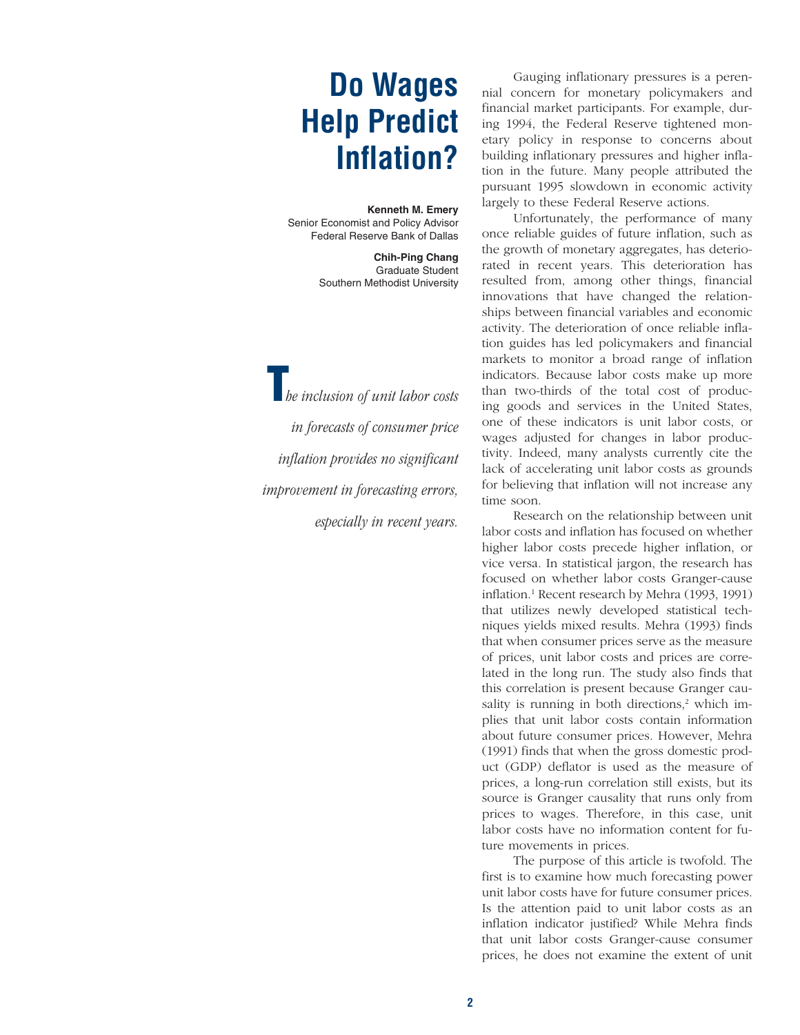# Do Wages Help Predict Inflation?

**Kenneth M. Emery**
Senior Economist and Policy Advisor
Federal Reserve Bank of Dallas

**Chih-Ping Chang**
Graduate Student
Southern Methodist University

*The inclusion of unit labor costs in forecasts of consumer price inflation provides no significant improvement in forecasting errors, especially in recent years.*

Gauging inflationary pressures is a perennial concern for monetary policymakers and financial market participants. For example, during 1994, the Federal Reserve tightened monetary policy in response to concerns about building inflationary pressures and higher inflation in the future. Many people attributed the pursuant 1995 slowdown in economic activity largely to these Federal Reserve actions.

Unfortunately, the performance of many once reliable guides of future inflation, such as the growth of monetary aggregates, has deteriorated in recent years. This deterioration has resulted from, among other things, financial innovations that have changed the relationships between financial variables and economic activity. The deterioration of once reliable inflation guides has led policymakers and financial markets to monitor a broad range of inflation indicators. Because labor costs make up more than two-thirds of the total cost of producing goods and services in the United States, one of these indicators is unit labor costs, or wages adjusted for changes in labor productivity. Indeed, many analysts currently cite the lack of accelerating unit labor costs as grounds for believing that inflation will not increase any time soon.

Research on the relationship between unit labor costs and inflation has focused on whether higher labor costs precede higher inflation, or vice versa. In statistical jargon, the research has focused on whether labor costs Granger-cause inflation.[1] Recent research by Mehra (1993, 1991) that utilizes newly developed statistical techniques yields mixed results. Mehra (1993) finds that when consumer prices serve as the measure of prices, unit labor costs and prices are correlated in the long run. The study also finds that this correlation is present because Granger causality is running in both directions,[2] which implies that unit labor costs contain information about future consumer prices. However, Mehra (1991) finds that when the gross domestic product (GDP) deflator is used as the measure of prices, a long-run correlation still exists, but its source is Granger causality that runs only from prices to wages. Therefore, in this case, unit labor costs have no information content for future movements in prices.

The purpose of this article is twofold. The first is to examine how much forecasting power unit labor costs have for future consumer prices. Is the attention paid to unit labor costs as an inflation indicator justified? While Mehra finds that unit labor costs Granger-cause consumer prices, he does not examine the extent of unit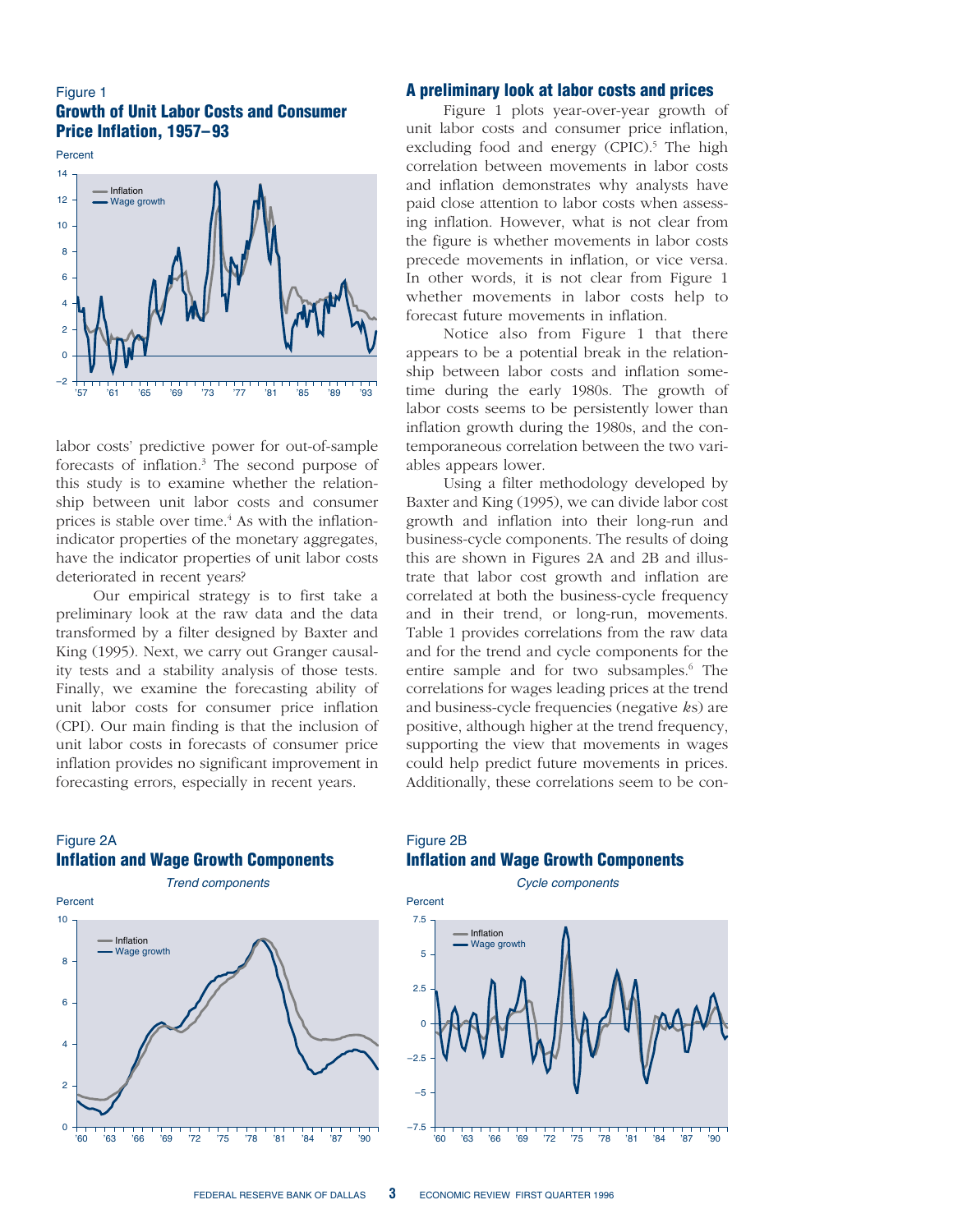Figure 1
**Growth of Unit Labor Costs and Consumer Price Inflation, 1957–93**

labor costs' predictive power for out-of-sample forecasts of inflation.[3] The second purpose of this study is to examine whether the relationship between unit labor costs and consumer prices is stable over time.[4] As with the inflation-indicator properties of the monetary aggregates, have the indicator properties of unit labor costs deteriorated in recent years?

Our empirical strategy is to first take a preliminary look at the raw data and the data transformed by a filter designed by Baxter and King (1995). Next, we carry out Granger causality tests and a stability analysis of those tests. Finally, we examine the forecasting ability of unit labor costs for consumer price inflation (CPI). Our main finding is that the inclusion of unit labor costs in forecasts of consumer price inflation provides no significant improvement in forecasting errors, especially in recent years.

## A preliminary look at labor costs and prices

Figure 1 plots year-over-year growth of unit labor costs and consumer price inflation, excluding food and energy (CPIC).[5] The high correlation between movements in labor costs and inflation demonstrates why analysts have paid close attention to labor costs when assessing inflation. However, what is not clear from the figure is whether movements in labor costs precede movements in inflation, or vice versa. In other words, it is not clear from Figure 1 whether movements in labor costs help to forecast future movements in inflation.

Notice also from Figure 1 that there appears to be a potential break in the relationship between labor costs and inflation sometime during the early 1980s. The growth of labor costs seems to be persistently lower than inflation growth during the 1980s, and the contemporaneous correlation between the two variables appears lower.

Using a filter methodology developed by Baxter and King (1995), we can divide labor cost growth and inflation into their long-run and business-cycle components. The results of doing this are shown in Figures 2A and 2B and illustrate that labor cost growth and inflation are correlated at both the business-cycle frequency and in their trend, or long-run, movements. Table 1 provides correlations from the raw data and for the trend and cycle components for the entire sample and for two subsamples.[6] The correlations for wages leading prices at the trend and business-cycle frequencies (negative *k*s) are positive, although higher at the trend frequency, supporting the view that movements in wages could help predict future movements in prices. Additionally, these correlations seem to be con-

Figure 2A
**Inflation and Wage Growth Components**
*Trend components*

Figure 2B
**Inflation and Wage Growth Components**
*Cycle components*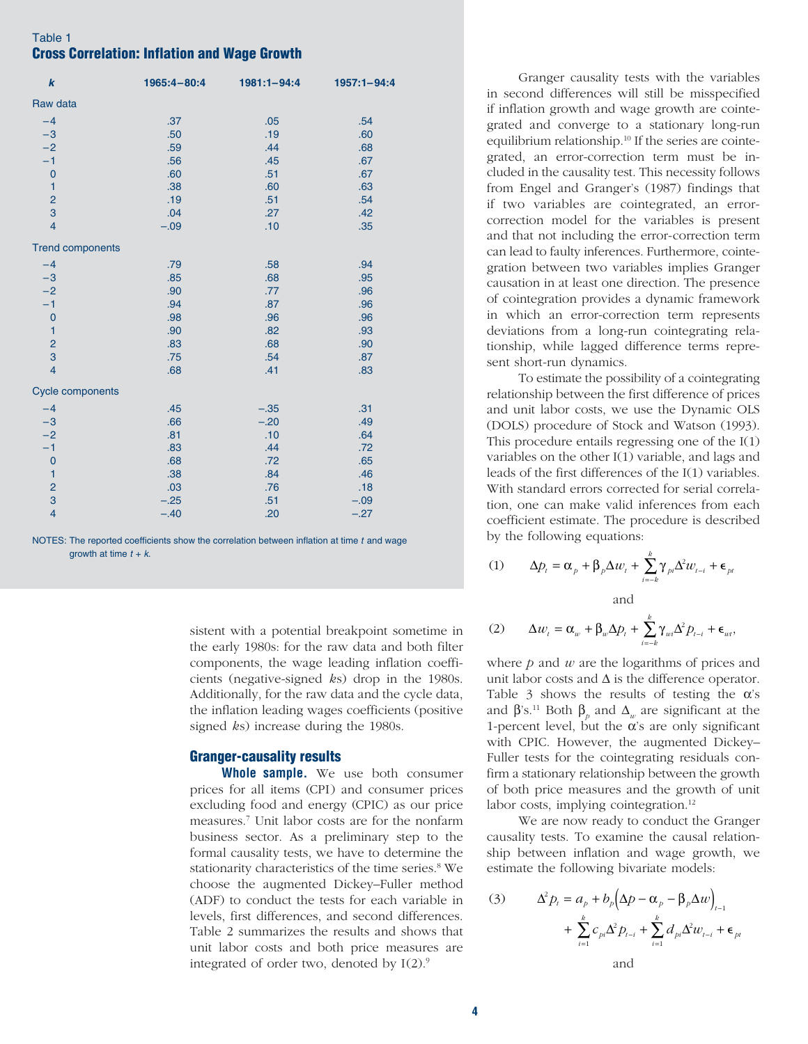Table 1

**Cross Correlation: Inflation and Wage Growth**

| *k* | 1965:4–80:4 | 1981:1–94:4 | 1957:1–94:4 |
|---|---|---|---|
| Raw data | | | |
| −4 | .37 | .05 | .54 |
| −3 | .50 | .19 | .60 |
| −2 | .59 | .44 | .68 |
| −1 | .56 | .45 | .67 |
| 0 | .60 | .51 | .67 |
| 1 | .38 | .60 | .63 |
| 2 | .19 | .51 | .54 |
| 3 | .04 | .27 | .42 |
| 4 | −.09 | .10 | .35 |
| Trend components | | | |
| −4 | .79 | .58 | .94 |
| −3 | .85 | .68 | .95 |
| −2 | .90 | .77 | .96 |
| −1 | .94 | .87 | .96 |
| 0 | .98 | .96 | .96 |
| 1 | .90 | .82 | .93 |
| 2 | .83 | .68 | .90 |
| 3 | .75 | .54 | .87 |
| 4 | .68 | .41 | .83 |
| Cycle components | | | |
| −4 | .45 | −.35 | .31 |
| −3 | .66 | −.20 | .49 |
| −2 | .81 | .10 | .64 |
| −1 | .83 | .44 | .72 |
| 0 | .68 | .72 | .65 |
| 1 | .38 | .84 | .46 |
| 2 | .03 | .76 | .18 |
| 3 | −.25 | .51 | −.09 |
| 4 | −.40 | .20 | −.27 |

NOTES: The reported coefficients show the correlation between inflation at time *t* and wage growth at time *t* + *k*.

sistent with a potential breakpoint sometime in the early 1980s: for the raw data and both filter components, the wage leading inflation coefficients (negative-signed *k*s) drop in the 1980s. Additionally, for the raw data and the cycle data, the inflation leading wages coefficients (positive signed *k*s) increase during the 1980s.

## Granger-causality results

**Whole sample.** We use both consumer prices for all items (CPI) and consumer prices excluding food and energy (CPIC) as our price measures.[7] Unit labor costs are for the nonfarm business sector. As a preliminary step to the formal causality tests, we have to determine the stationarity characteristics of the time series.[8] We choose the augmented Dickey–Fuller method (ADF) to conduct the tests for each variable in levels, first differences, and second differences. Table 2 summarizes the results and shows that unit labor costs and both price measures are integrated of order two, denoted by I(2).[9]

Granger causality tests with the variables in second differences will still be misspecified if inflation growth and wage growth are cointegrated and converge to a stationary long-run equilibrium relationship.[10] If the series are cointegrated, an error-correction term must be included in the causality test. This necessity follows from Engel and Granger's (1987) findings that if two variables are cointegrated, an error-correction model for the variables is present and that not including the error-correction term can lead to faulty inferences. Furthermore, cointegration between two variables implies Granger causation in at least one direction. The presence of cointegration provides a dynamic framework in which an error-correction term represents deviations from a long-run cointegrating relationship, while lagged difference terms represent short-run dynamics.

To estimate the possibility of a cointegrating relationship between the first difference of prices and unit labor costs, we use the Dynamic OLS (DOLS) procedure of Stock and Watson (1993). This procedure entails regressing one of the I(1) variables on the other I(1) variable, and lags and leads of the first differences of the I(1) variables. With standard errors corrected for serial correlation, one can make valid inferences from each coefficient estimate. The procedure is described by the following equations:

$$(1) \qquad \Delta p_t = \alpha_p + \beta_p \Delta w_t + \sum_{i=-k}^{k} \gamma_{pi} \Delta^2 w_{t-i} + \epsilon_{pt}$$

and

$$(2) \qquad \Delta w_t = \alpha_w + \beta_w \Delta p_t + \sum_{i=-k}^{k} \gamma_{wi} \Delta^2 p_{t-i} + \epsilon_{wt},$$

where $p$ and $w$ are the logarithms of prices and unit labor costs and $\Delta$ is the difference operator. Table 3 shows the results of testing the $\alpha$'s and $\beta$'s.[11] Both $\beta_p$ and $\Delta_w$ are significant at the 1-percent level, but the $\alpha$'s are only significant with CPIC. However, the augmented Dickey–Fuller tests for the cointegrating residuals confirm a stationary relationship between the growth of both price measures and the growth of unit labor costs, implying cointegration.[12]

We are now ready to conduct the Granger causality tests. To examine the causal relationship between inflation and wage growth, we estimate the following bivariate models:

$$(3) \qquad \Delta^2 p_t = a_p + b_p \left( \Delta p - \alpha_p - \beta_p \Delta w \right)_{t-1} + \sum_{i=1}^{k} c_{pi} \Delta^2 p_{t-i} + \sum_{i=1}^{k} d_{pi} \Delta^2 w_{t-i} + \epsilon_{pt}$$

and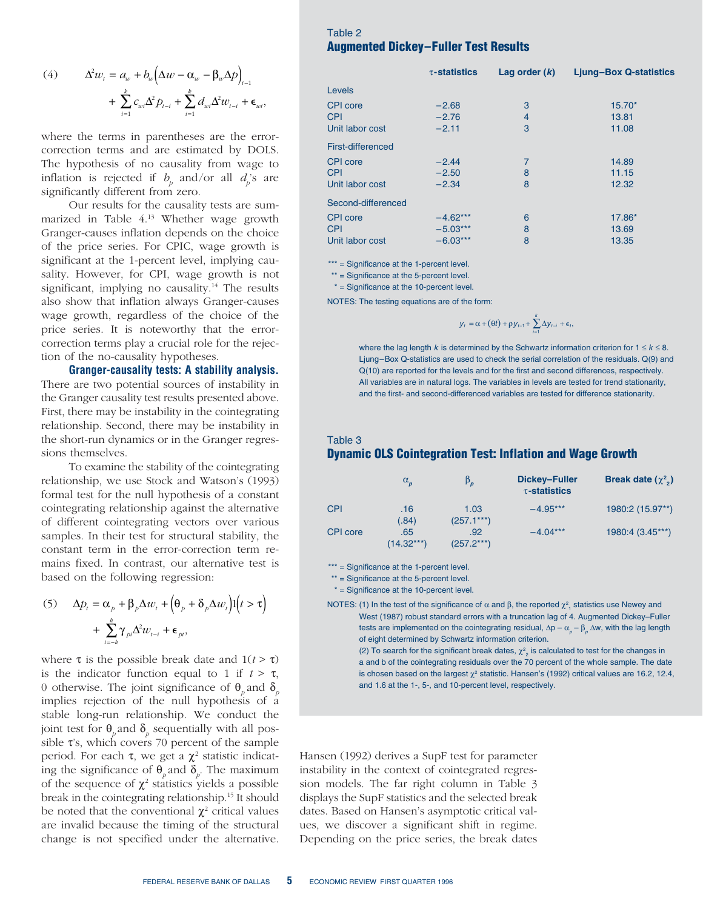$$(4) \quad \Delta^2 w_t = a_w + b_w\left(\Delta w - \alpha_w - \beta_w \Delta p\right)_{t-1} + \sum_{i=1}^{k} c_{wi}\Delta^2 p_{t-i} + \sum_{i=1}^{k} d_{wi}\Delta^2 w_{t-i} + \epsilon_{wt},$$

where the terms in parentheses are the error-correction terms and are estimated by DOLS. The hypothesis of no causality from wage to inflation is rejected if $b_p$ and/or all $d_p$'s are significantly different from zero.

Our results for the causality tests are summarized in Table 4.[13] Whether wage growth Granger-causes inflation depends on the choice of the price series. For CPIC, wage growth is significant at the 1-percent level, implying causality. However, for CPI, wage growth is not significant, implying no causality.[14] The results also show that inflation always Granger-causes wage growth, regardless of the choice of the price series. It is noteworthy that the error-correction terms play a crucial role for the rejection of the no-causality hypotheses.

**Granger-causality tests: A stability analysis.** There are two potential sources of instability in the Granger causality test results presented above. First, there may be instability in the cointegrating relationship. Second, there may be instability in the short-run dynamics or in the Granger regressions themselves.

To examine the stability of the cointegrating relationship, we use Stock and Watson's (1993) formal test for the null hypothesis of a constant cointegrating relationship against the alternative of different cointegrating vectors over various samples. In their test for structural stability, the constant term in the error-correction term remains fixed. In contrast, our alternative test is based on the following regression:

$$(5) \quad \Delta p_t = \alpha_p + \beta_p \Delta w_t + \left(\theta_p + \delta_p \Delta w_t\right)1\left(t > \tau\right) + \sum_{i=-k}^{k} \gamma_{pi}\Delta^2 w_{t-i} + \epsilon_{pt},$$

where $\tau$ is the possible break date and $1(t > \tau)$ is the indicator function equal to 1 if $t > \tau$, 0 otherwise. The joint significance of $\theta_p$ and $\delta_p$ implies rejection of the null hypothesis of a stable long-run relationship. We conduct the joint test for $\theta_p$ and $\delta_p$ sequentially with all possible $\tau$'s, which covers 70 percent of the sample period. For each $\tau$, we get a $\chi^2$ statistic indicating the significance of $\theta_p$ and $\delta_p$. The maximum of the sequence of $\chi^2$ statistics yields a possible break in the cointegrating relationship.[15] It should be noted that the conventional $\chi^2$ critical values are invalid because the timing of the structural change is not specified under the alternative. Hansen (1992) derives a SupF test for parameter instability in the context of cointegrated regression models. The far right column in Table 3 displays the SupF statistics and the selected break dates. Based on Hansen's asymptotic critical values, we discover a significant shift in regime. Depending on the price series, the break dates

Table 2
## Augmented Dickey–Fuller Test Results

| | $\tau$-statistics | Lag order ($k$) | Ljung–Box Q-statistics |
|---|---|---|---|
| **Levels** | | | |
| CPI core | −2.68 | 3 | 15.70* |
| CPI | −2.76 | 4 | 13.81 |
| Unit labor cost | −2.11 | 3 | 11.08 |
| **First-differenced** | | | |
| CPI core | −2.44 | 7 | 14.89 |
| CPI | −2.50 | 8 | 11.15 |
| Unit labor cost | −2.34 | 8 | 12.32 |
| **Second-differenced** | | | |
| CPI core | −4.62*** | 6 | 17.86* |
| CPI | −5.03*** | 8 | 13.69 |
| Unit labor cost | −6.03*** | 8 | 13.35 |

*** = Significance at the 1-percent level.
** = Significance at the 5-percent level.
* = Significance at the 10-percent level.

NOTES: The testing equations are of the form:

$$y_t = \alpha + (\theta t) + \rho y_{t-1} + \sum_{i=1}^{k} \Delta y_{t-i} + \epsilon_t,$$

where the lag length $k$ is determined by the Schwartz information criterion for $1 \leq k \leq 8$. Ljung–Box Q-statistics are used to check the serial correlation of the residuals. Q(9) and Q(10) are reported for the levels and for the first and second differences, respectively. All variables are in natural logs. The variables in levels are tested for trend stationarity, and the first- and second-differenced variables are tested for difference stationarity.

Table 3
## Dynamic OLS Cointegration Test: Inflation and Wage Growth

| | $\alpha_p$ | $\beta_p$ | Dickey–Fuller $\tau$-statistics | Break date ($\chi^2_2$) |
|---|---|---|---|---|
| CPI | .16 (.84) | 1.03 (257.1***) | −4.95*** | 1980:2 (15.97**) |
| CPI core | .65 (14.32***) | .92 (257.2***) | −4.04*** | 1980:4 (3.45***) |

*** = Significance at the 1-percent level.
** = Significance at the 5-percent level.
* = Significance at the 10-percent level.

NOTES: (1) In the test of the significance of $\alpha$ and $\beta$, the reported $\chi^2_1$ statistics use Newey and West (1987) robust standard errors with a truncation lag of 4. Augmented Dickey–Fuller tests are implemented on the cointegrating residual, $\Delta p - \alpha_p - \beta_p \Delta w$, with the lag length of eight determined by Schwartz information criterion.
(2) To search for the significant break dates, $\chi^2_2$ is calculated to test for the changes in a and b of the cointegrating residuals over the 70 percent of the whole sample. The date is chosen based on the largest $\chi^2$ statistic. Hansen's (1992) critical values are 16.2, 12.4, and 1.6 at the 1-, 5-, and 10-percent level, respectively.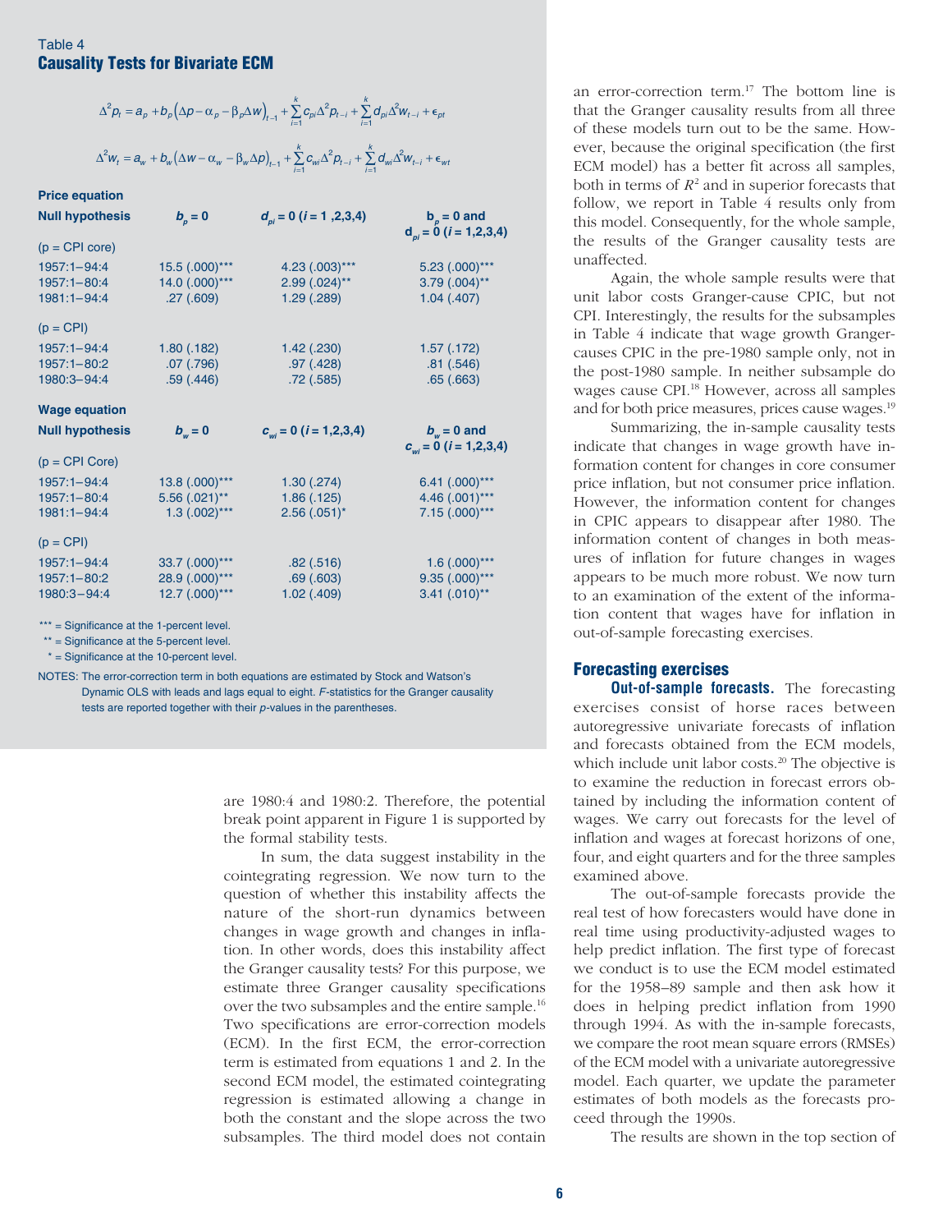Table 4

**Causality Tests for Bivariate ECM**

$$\Delta^2 p_t = a_p + b_p\left(\Delta p - \alpha_p - \beta_p \Delta w\right)_{t-1} + \sum_{i=1}^{k} c_{pi}\Delta^2 p_{t-i} + \sum_{i=1}^{k} d_{pi}\Delta^2 w_{t-i} + \epsilon_{pt}$$

$$\Delta^2 w_t = a_w + b_w\left(\Delta w - \alpha_w - \beta_w \Delta p\right)_{t-1} + \sum_{i=1}^{k} c_{wi}\Delta^2 p_{t-i} + \sum_{i=1}^{k} d_{wi}\Delta^2 w_{t-i} + \epsilon_{wt}$$

**Price equation**

| **Null hypothesis** | $b_p = 0$ | $d_{pi} = 0$ ($i$ = 1 ,2,3,4) | $b_p = 0$ and $d_{pi} = 0$ ($i$ = 1,2,3,4) |
|---|---|---|---|
| (p = CPI core) | | | |
| 1957:1–94:4 | 15.5 (.000)*** | 4.23 (.003)*** | 5.23 (.000)*** |
| 1957:1–80:4 | 14.0 (.000)*** | 2.99 (.024)** | 3.79 (.004)** |
| 1981:1–94:4 | .27 (.609) | 1.29 (.289) | 1.04 (.407) |
| (p = CPI) | | | |
| 1957:1–94:4 | 1.80 (.182) | 1.42 (.230) | 1.57 (.172) |
| 1957:1–80:2 | .07 (.796) | .97 (.428) | .81 (.546) |
| 1980:3–94:4 | .59 (.446) | .72 (.585) | .65 (.663) |

**Wage equation**

| **Null hypothesis** | $b_w = 0$ | $c_{wi} = 0$ ($i$ = 1,2,3,4) | $b_w = 0$ and $c_{wi} = 0$ ($i$ = 1,2,3,4) |
|---|---|---|---|
| (p = CPI Core) | | | |
| 1957:1–94:4 | 13.8 (.000)*** | 1.30 (.274) | 6.41 (.000)*** |
| 1957:1–80:4 | 5.56 (.021)** | 1.86 (.125) | 4.46 (.001)*** |
| 1981:1–94:4 | 1.3 (.002)*** | 2.56 (.051)* | 7.15 (.000)*** |
| (p = CPI) | | | |
| 1957:1–94:4 | 33.7 (.000)*** | .82 (.516) | 1.6 (.000)*** |
| 1957:1–80:2 | 28.9 (.000)*** | .69 (.603) | 9.35 (.000)*** |
| 1980:3–94:4 | 12.7 (.000)*** | 1.02 (.409) | 3.41 (.010)** |

*** = Significance at the 1-percent level.
** = Significance at the 5-percent level.
* = Significance at the 10-percent level.

NOTES: The error-correction term in both equations are estimated by Stock and Watson's Dynamic OLS with leads and lags equal to eight. *F*-statistics for the Granger causality tests are reported together with their *p*-values in the parentheses.

are 1980:4 and 1980:2. Therefore, the potential break point apparent in Figure 1 is supported by the formal stability tests.

In sum, the data suggest instability in the cointegrating regression. We now turn to the question of whether this instability affects the nature of the short-run dynamics between changes in wage growth and changes in inflation. In other words, does this instability affect the Granger causality tests? For this purpose, we estimate three Granger causality specifications over the two subsamples and the entire sample.[16] Two specifications are error-correction models (ECM). In the first ECM, the error-correction term is estimated from equations 1 and 2. In the second ECM model, the estimated cointegrating regression is estimated allowing a change in both the constant and the slope across the two subsamples. The third model does not contain an error-correction term.[17] The bottom line is that the Granger causality results from all three of these models turn out to be the same. However, because the original specification (the first ECM model) has a better fit across all samples, both in terms of $R^2$ and in superior forecasts that follow, we report in Table 4 results only from this model. Consequently, for the whole sample, the results of the Granger causality tests are unaffected.

Again, the whole sample results were that unit labor costs Granger-cause CPIC, but not CPI. Interestingly, the results for the subsamples in Table 4 indicate that wage growth Granger-causes CPIC in the pre-1980 sample only, not in the post-1980 sample. In neither subsample do wages cause CPI.[18] However, across all samples and for both price measures, prices cause wages.[19]

Summarizing, the in-sample causality tests indicate that changes in wage growth have information content for changes in core consumer price inflation, but not consumer price inflation. However, the information content for changes in CPIC appears to disappear after 1980. The information content of changes in both measures of inflation for future changes in wages appears to be much more robust. We now turn to an examination of the extent of the information content that wages have for inflation in out-of-sample forecasting exercises.

## Forecasting exercises

**Out-of-sample forecasts.** The forecasting exercises consist of horse races between autoregressive univariate forecasts of inflation and forecasts obtained from the ECM models, which include unit labor costs.[20] The objective is to examine the reduction in forecast errors obtained by including the information content of wages. We carry out forecasts for the level of inflation and wages at forecast horizons of one, four, and eight quarters and for the three samples examined above.

The out-of-sample forecasts provide the real test of how forecasters would have done in real time using productivity-adjusted wages to help predict inflation. The first type of forecast we conduct is to use the ECM model estimated for the 1958–89 sample and then ask how it does in helping predict inflation from 1990 through 1994. As with the in-sample forecasts, we compare the root mean square errors (RMSEs) of the ECM model with a univariate autoregressive model. Each quarter, we update the parameter estimates of both models as the forecasts proceed through the 1990s.

The results are shown in the top section of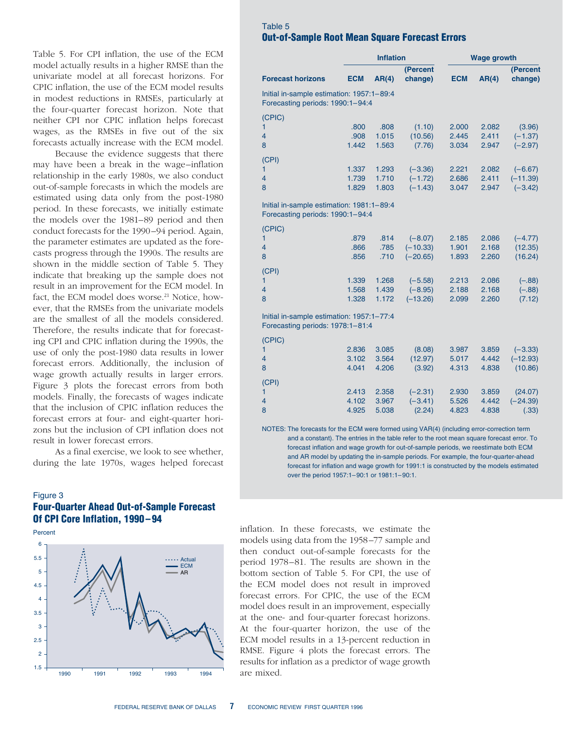Table 5. For CPI inflation, the use of the ECM model actually results in a higher RMSE than the univariate model at all forecast horizons. For CPIC inflation, the use of the ECM model results in modest reductions in RMSEs, particularly at the four-quarter forecast horizon. Note that neither CPI nor CPIC inflation helps forecast wages, as the RMSEs in five out of the six forecasts actually increase with the ECM model.

Because the evidence suggests that there may have been a break in the wage–inflation relationship in the early 1980s, we also conduct out-of-sample forecasts in which the models are estimated using data only from the post-1980 period. In these forecasts, we initially estimate the models over the 1981–89 period and then conduct forecasts for the 1990–94 period. Again, the parameter estimates are updated as the forecasts progress through the 1990s. The results are shown in the middle section of Table 5. They indicate that breaking up the sample does not result in an improvement for the ECM model. In fact, the ECM model does worse.[21] Notice, however, that the RMSEs from the univariate models are the smallest of all the models considered. Therefore, the results indicate that for forecasting CPI and CPIC inflation during the 1990s, the use of only the post-1980 data results in lower forecast errors. Additionally, the inclusion of wage growth actually results in larger errors. Figure 3 plots the forecast errors from both models. Finally, the forecasts of wages indicate that the inclusion of CPIC inflation reduces the forecast errors at four- and eight-quarter horizons but the inclusion of CPI inflation does not result in lower forecast errors.

As a final exercise, we look to see whether, during the late 1970s, wages helped forecast inflation. In these forecasts, we estimate the models using data from the 1958–77 sample and then conduct out-of-sample forecasts for the period 1978–81. The results are shown in the bottom section of Table 5. For CPI, the use of the ECM model does not result in improved forecast errors. For CPIC, the use of the ECM model does result in an improvement, especially at the one- and four-quarter forecast horizons. At the four-quarter horizon, the use of the ECM model results in a 13-percent reduction in RMSE. Figure 4 plots the forecast errors. The results for inflation as a predictor of wage growth are mixed.

## Table 5
## Out-of-Sample Root Mean Square Forecast Errors

| | Inflation | | | Wage growth | | |
|---|---|---|---|---|---|---|
| **Forecast horizons** | **ECM** | **AR(4)** | **(Percent change)** | **ECM** | **AR(4)** | **(Percent change)** |
| Initial in-sample estimation: 1957:1–89:4 Forecasting periods: 1990:1–94:4 | | | | | | |
| (CPIC) | | | | | | |
| 1 | .800 | .808 | (1.10) | 2.000 | 2.082 | (3.96) |
| 4 | .908 | 1.015 | (10.56) | 2.445 | 2.411 | (−1.37) |
| 8 | 1.442 | 1.563 | (7.76) | 3.034 | 2.947 | (−2.97) |
| (CPI) | | | | | | |
| 1 | 1.337 | 1.293 | (−3.36) | 2.221 | 2.082 | (−6.67) |
| 4 | 1.739 | 1.710 | (−1.72) | 2.686 | 2.411 | (−11.39) |
| 8 | 1.829 | 1.803 | (−1.43) | 3.047 | 2.947 | (−3.42) |
| Initial in-sample estimation: 1981:1–89:4 Forecasting periods: 1990:1–94:4 | | | | | | |
| (CPIC) | | | | | | |
| 1 | .879 | .814 | (−8.07) | 2.185 | 2.086 | (−4.77) |
| 4 | .866 | .785 | (−10.33) | 1.901 | 2.168 | (12.35) |
| 8 | .856 | .710 | (−20.65) | 1.893 | 2.260 | (16.24) |
| (CPI) | | | | | | |
| 1 | 1.339 | 1.268 | (−5.58) | 2.213 | 2.086 | (−.88) |
| 4 | 1.568 | 1.439 | (−8.95) | 2.188 | 2.168 | (−.88) |
| 8 | 1.328 | 1.172 | (−13.26) | 2.099 | 2.260 | (7.12) |
| Initial in-sample estimation: 1957:1–77:4 Forecasting periods: 1978:1–81:4 | | | | | | |
| (CPIC) | | | | | | |
| 1 | 2.836 | 3.085 | (8.08) | 3.987 | 3.859 | (−3.33) |
| 4 | 3.102 | 3.564 | (12.97) | 5.017 | 4.442 | (−12.93) |
| 8 | 4.041 | 4.206 | (3.92) | 4.313 | 4.838 | (10.86) |
| (CPI) | | | | | | |
| 1 | 2.413 | 2.358 | (−2.31) | 2.930 | 3.859 | (24.07) |
| 4 | 4.102 | 3.967 | (−3.41) | 5.526 | 4.442 | (−24.39) |
| 8 | 4.925 | 5.038 | (2.24) | 4.823 | 4.838 | (.33) |

NOTES: The forecasts for the ECM were formed using VAR(4) (including error-correction term and a constant). The entries in the table refer to the root mean square forecast error. To forecast inflation and wage growth for out-of-sample periods, we reestimate both ECM and AR model by updating the in-sample periods. For example, the four-quarter-ahead forecast for inflation and wage growth for 1991:1 is constructed by the models estimated over the period 1957:1–90:1 or 1981:1–90:1.

Figure 3
**Four-Quarter Ahead Out-of-Sample Forecast Of CPI Core Inflation, 1990–94**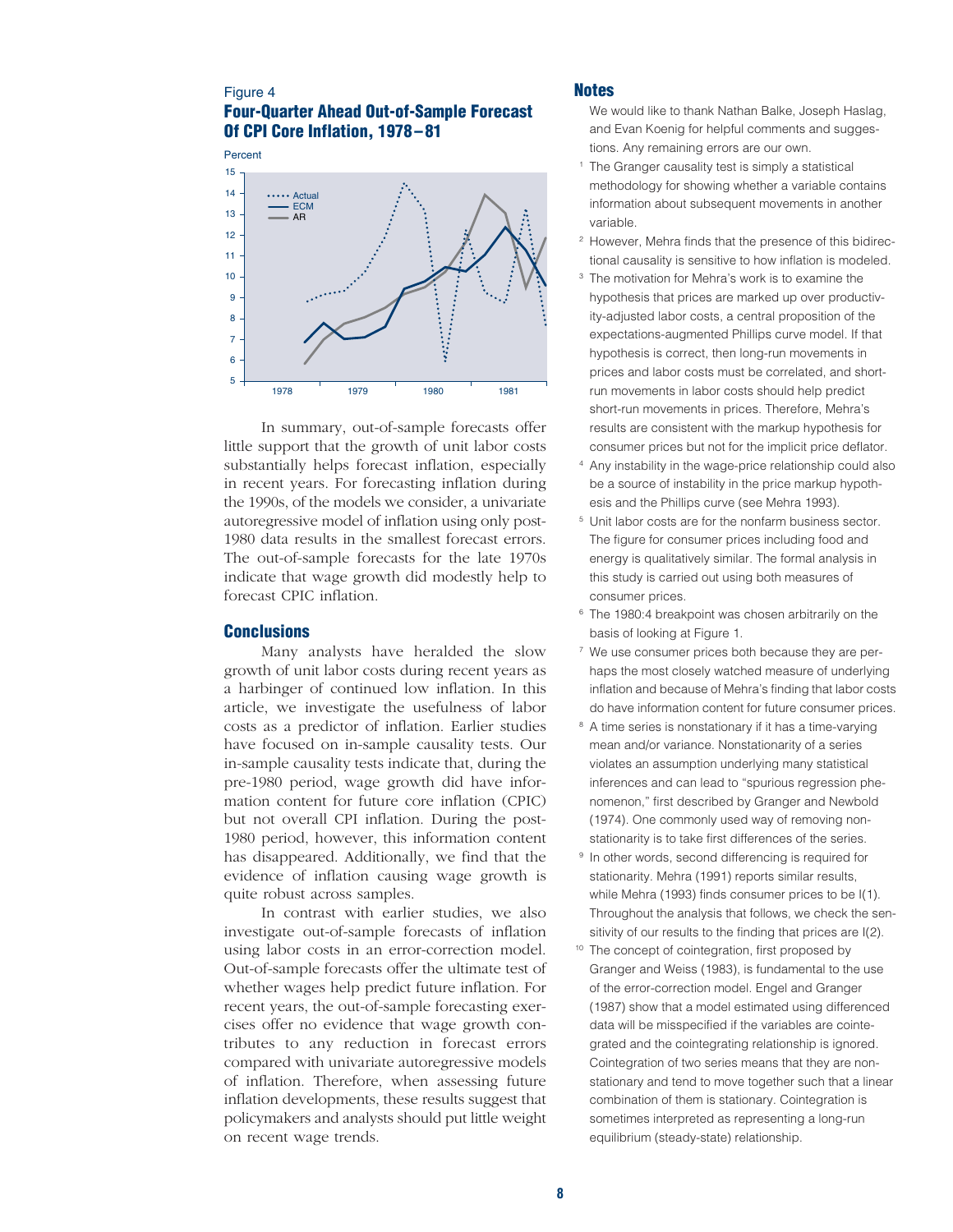Figure 4

**Four-Quarter Ahead Out-of-Sample Forecast Of CPI Core Inflation, 1978–81**

In summary, out-of-sample forecasts offer little support that the growth of unit labor costs substantially helps forecast inflation, especially in recent years. For forecasting inflation during the 1990s, of the models we consider, a univariate autoregressive model of inflation using only post-1980 data results in the smallest forecast errors. The out-of-sample forecasts for the late 1970s indicate that wage growth did modestly help to forecast CPIC inflation.

## Conclusions

Many analysts have heralded the slow growth of unit labor costs during recent years as a harbinger of continued low inflation. In this article, we investigate the usefulness of labor costs as a predictor of inflation. Earlier studies have focused on in-sample causality tests. Our in-sample causality tests indicate that, during the pre-1980 period, wage growth did have information content for future core inflation (CPIC) but not overall CPI inflation. During the post-1980 period, however, this information content has disappeared. Additionally, we find that the evidence of inflation causing wage growth is quite robust across samples.

In contrast with earlier studies, we also investigate out-of-sample forecasts of inflation using labor costs in an error-correction model. Out-of-sample forecasts offer the ultimate test of whether wages help predict future inflation. For recent years, the out-of-sample forecasting exercises offer no evidence that wage growth contributes to any reduction in forecast errors compared with univariate autoregressive models of inflation. Therefore, when assessing future inflation developments, these results suggest that policymakers and analysts should put little weight on recent wage trends.

## Notes

We would like to thank Nathan Balke, Joseph Haslag, and Evan Koenig for helpful comments and suggestions. Any remaining errors are our own.

1. The Granger causality test is simply a statistical methodology for showing whether a variable contains information about subsequent movements in another variable.
2. However, Mehra finds that the presence of this bidirectional causality is sensitive to how inflation is modeled.
3. The motivation for Mehra's work is to examine the hypothesis that prices are marked up over productivity-adjusted labor costs, a central proposition of the expectations-augmented Phillips curve model. If that hypothesis is correct, then long-run movements in prices and labor costs must be correlated, and short-run movements in labor costs should help predict short-run movements in prices. Therefore, Mehra's results are consistent with the markup hypothesis for consumer prices but not for the implicit price deflator.
4. Any instability in the wage-price relationship could also be a source of instability in the price markup hypothesis and the Phillips curve (see Mehra 1993).
5. Unit labor costs are for the nonfarm business sector. The figure for consumer prices including food and energy is qualitatively similar. The formal analysis in this study is carried out using both measures of consumer prices.
6. The 1980:4 breakpoint was chosen arbitrarily on the basis of looking at Figure 1.
7. We use consumer prices both because they are perhaps the most closely watched measure of underlying inflation and because of Mehra's finding that labor costs do have information content for future consumer prices.
8. A time series is nonstationary if it has a time-varying mean and/or variance. Nonstationarity of a series violates an assumption underlying many statistical inferences and can lead to "spurious regression phenomenon," first described by Granger and Newbold (1974). One commonly used way of removing nonstationarity is to take first differences of the series.
9. In other words, second differencing is required for stationarity. Mehra (1991) reports similar results, while Mehra (1993) finds consumer prices to be I(1). Throughout the analysis that follows, we check the sensitivity of our results to the finding that prices are I(2).
10. The concept of cointegration, first proposed by Granger and Weiss (1983), is fundamental to the use of the error-correction model. Engel and Granger (1987) show that a model estimated using differenced data will be misspecified if the variables are cointegrated and the cointegrating relationship is ignored. Cointegration of two series means that they are nonstationary and tend to move together such that a linear combination of them is stationary. Cointegration is sometimes interpreted as representing a long-run equilibrium (steady-state) relationship.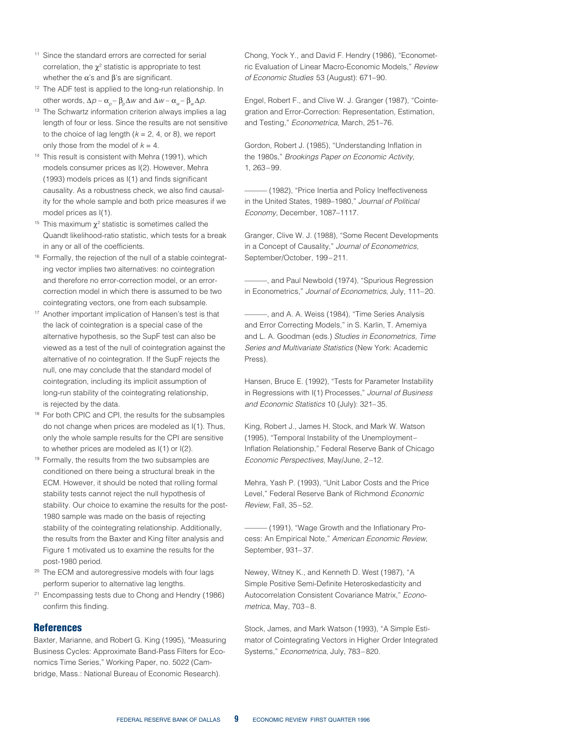[11] Since the standard errors are corrected for serial correlation, the $\chi^2$ statistic is appropriate to test whether the $\alpha$'s and $\beta$'s are significant.

[12] The ADF test is applied to the long-run relationship. In other words, $\Delta p - \alpha_p - \beta_p \Delta w$ and $\Delta w - \alpha_w - \beta_w \Delta p$.

[13] The Schwartz information criterion always implies a lag length of four or less. Since the results are not sensitive to the choice of lag length ($k$ = 2, 4, or 8), we report only those from the model of $k$ = 4.

[14] This result is consistent with Mehra (1991), which models consumer prices as I(2). However, Mehra (1993) models prices as I(1) and finds significant causality. As a robustness check, we also find causality for the whole sample and both price measures if we model prices as I(1).

[15] This maximum $\chi^2$ statistic is sometimes called the Quandt likelihood-ratio statistic, which tests for a break in any or all of the coefficients.

[16] Formally, the rejection of the null of a stable cointegrating vector implies two alternatives: no cointegration and therefore no error-correction model, or an error-correction model in which there is assumed to be two cointegrating vectors, one from each subsample.

[17] Another important implication of Hansen's test is that the lack of cointegration is a special case of the alternative hypothesis, so the SupF test can also be viewed as a test of the null of cointegration against the alternative of no cointegration. If the SupF rejects the null, one may conclude that the standard model of cointegration, including its implicit assumption of long-run stability of the cointegrating relationship, is rejected by the data.

[18] For both CPIC and CPI, the results for the subsamples do not change when prices are modeled as I(1). Thus, only the whole sample results for the CPI are sensitive to whether prices are modeled as I(1) or I(2).

[19] Formally, the results from the two subsamples are conditioned on there being a structural break in the ECM. However, it should be noted that rolling formal stability tests cannot reject the null hypothesis of stability. Our choice to examine the results for the post-1980 sample was made on the basis of rejecting stability of the cointegrating relationship. Additionally, the results from the Baxter and King filter analysis and Figure 1 motivated us to examine the results for the post-1980 period.

[20] The ECM and autoregressive models with four lags perform superior to alternative lag lengths.

[21] Encompassing tests due to Chong and Hendry (1986) confirm this finding.

## References

Baxter, Marianne, and Robert G. King (1995), "Measuring Business Cycles: Approximate Band-Pass Filters for Economics Time Series," Working Paper, no. 5022 (Cambridge, Mass.: National Bureau of Economic Research).

Chong, Yock Y., and David F. Hendry (1986), "Econometric Evaluation of Linear Macro-Economic Models," *Review of Economic Studies* 53 (August): 671–90.

Engel, Robert F., and Clive W. J. Granger (1987), "Cointegration and Error-Correction: Representation, Estimation, and Testing," *Econometrica*, March, 251–76.

Gordon, Robert J. (1985), "Understanding Inflation in the 1980s," *Brookings Paper on Economic Activity*, 1, 263–99.

——— (1982), "Price Inertia and Policy Ineffectiveness in the United States, 1989–1980," *Journal of Political Economy*, December, 1087–1117.

Granger, Clive W. J. (1988), "Some Recent Developments in a Concept of Causality," *Journal of Econometrics*, September/October, 199–211.

———, and Paul Newbold (1974), "Spurious Regression in Econometrics," *Journal of Econometrics*, July, 111–20.

———, and A. A. Weiss (1984), "Time Series Analysis and Error Correcting Models," in S. Karlin, T. Amemiya and L. A. Goodman (eds.) *Studies in Econometrics, Time Series and Multivariate Statistics* (New York: Academic Press).

Hansen, Bruce E. (1992), "Tests for Parameter Instability in Regressions with I(1) Processes," *Journal of Business and Economic Statistics* 10 (July): 321–35.

King, Robert J., James H. Stock, and Mark W. Watson (1995), "Temporal Instability of the Unemployment–Inflation Relationship," Federal Reserve Bank of Chicago *Economic Perspectives*, May/June, 2–12.

Mehra, Yash P. (1993), "Unit Labor Costs and the Price Level," Federal Reserve Bank of Richmond *Economic Review*, Fall, 35–52.

——— (1991), "Wage Growth and the Inflationary Process: An Empirical Note," *American Economic Review*, September, 931–37.

Newey, Witney K., and Kenneth D. West (1987), "A Simple Positive Semi-Definite Heteroskedasticity and Autocorrelation Consistent Covariance Matrix," *Econometrica*, May, 703–8.

Stock, James, and Mark Watson (1993), "A Simple Estimator of Cointegrating Vectors in Higher Order Integrated Systems," *Econometrica*, July, 783–820.